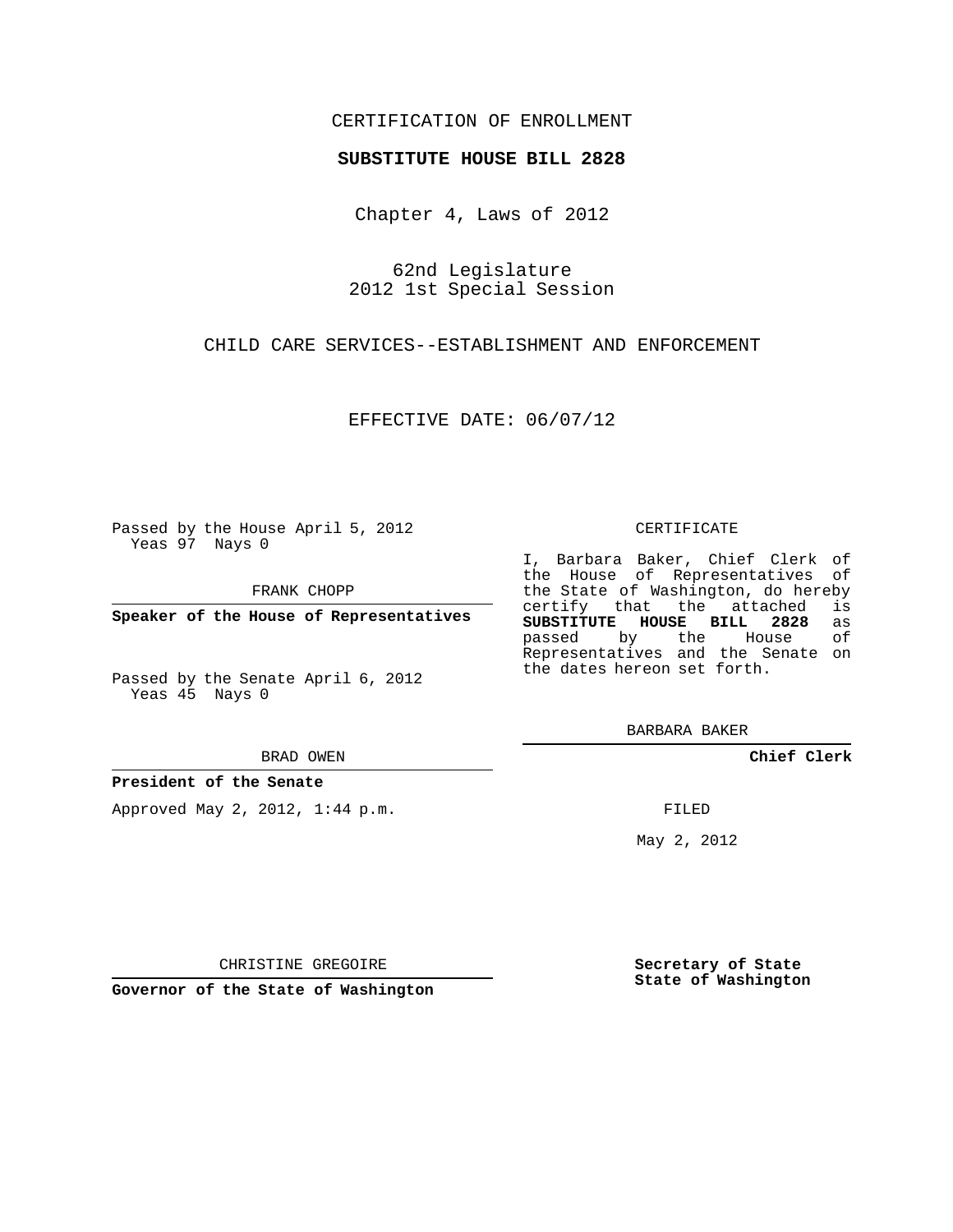CERTIFICATION OF ENROLLMENT

**SUBSTITUTE HOUSE BILL 2828**

Chapter 4, Laws of 2012

62nd Legislature
2012 1st Special Session

CHILD CARE SERVICES--ESTABLISHMENT AND ENFORCEMENT

EFFECTIVE DATE: 06/07/12

Passed by the House April 5, 2012
Yeas 97 Nays 0

FRANK CHOPP

**Speaker of the House of Representatives**

Passed by the Senate April 6, 2012
Yeas 45 Nays 0

BRAD OWEN

**President of the Senate**

Approved May 2, 2012, 1:44 p.m.

CHRISTINE GREGOIRE

**Governor of the State of Washington**

CERTIFICATE

I, Barbara Baker, Chief Clerk of the House of Representatives of the State of Washington, do hereby certify that the attached is **SUBSTITUTE HOUSE BILL 2828** as passed by the House of Representatives and the Senate on the dates hereon set forth.

BARBARA BAKER

**Chief Clerk**

FILED

May 2, 2012

**Secretary of State**
**State of Washington**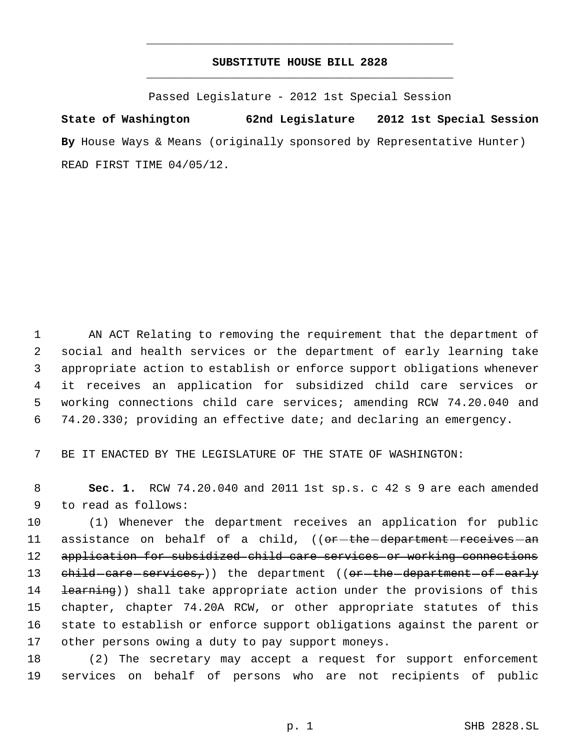# SUBSTITUTE HOUSE BILL 2828

Passed Legislature - 2012 1st Special Session

**State of Washington 62nd Legislature 2012 1st Special Session**

**By** House Ways & Means (originally sponsored by Representative Hunter)

READ FIRST TIME 04/05/12.

AN ACT Relating to removing the requirement that the department of social and health services or the department of early learning take appropriate action to establish or enforce support obligations whenever it receives an application for subsidized child care services or working connections child care services; amending RCW 74.20.040 and 74.20.330; providing an effective date; and declaring an emergency.

BE IT ENACTED BY THE LEGISLATURE OF THE STATE OF WASHINGTON:

**Sec. 1.** RCW 74.20.040 and 2011 1st sp.s. c 42 s 9 are each amended to read as follows:

(1) Whenever the department receives an application for public assistance on behalf of a child, ((~~or the department receives an application for subsidized child care services or working connections child care services,~~)) the department ((~~or the department of early learning~~)) shall take appropriate action under the provisions of this chapter, chapter 74.20A RCW, or other appropriate statutes of this state to establish or enforce support obligations against the parent or other persons owing a duty to pay support moneys.

(2) The secretary may accept a request for support enforcement services on behalf of persons who are not recipients of public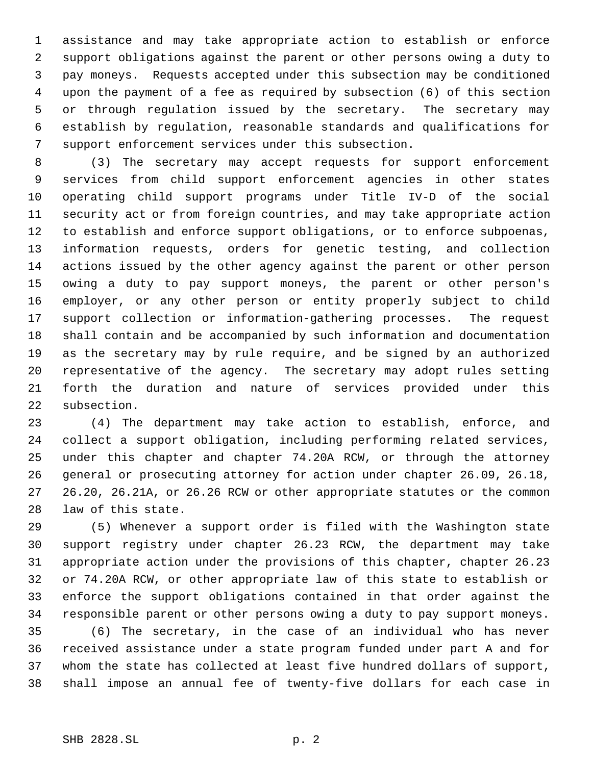assistance and may take appropriate action to establish or enforce support obligations against the parent or other persons owing a duty to pay moneys. Requests accepted under this subsection may be conditioned upon the payment of a fee as required by subsection (6) of this section or through regulation issued by the secretary. The secretary may establish by regulation, reasonable standards and qualifications for support enforcement services under this subsection.

(3) The secretary may accept requests for support enforcement services from child support enforcement agencies in other states operating child support programs under Title IV-D of the social security act or from foreign countries, and may take appropriate action to establish and enforce support obligations, or to enforce subpoenas, information requests, orders for genetic testing, and collection actions issued by the other agency against the parent or other person owing a duty to pay support moneys, the parent or other person's employer, or any other person or entity properly subject to child support collection or information-gathering processes. The request shall contain and be accompanied by such information and documentation as the secretary may by rule require, and be signed by an authorized representative of the agency. The secretary may adopt rules setting forth the duration and nature of services provided under this subsection.

(4) The department may take action to establish, enforce, and collect a support obligation, including performing related services, under this chapter and chapter 74.20A RCW, or through the attorney general or prosecuting attorney for action under chapter 26.09, 26.18, 26.20, 26.21A, or 26.26 RCW or other appropriate statutes or the common law of this state.

(5) Whenever a support order is filed with the Washington state support registry under chapter 26.23 RCW, the department may take appropriate action under the provisions of this chapter, chapter 26.23 or 74.20A RCW, or other appropriate law of this state to establish or enforce the support obligations contained in that order against the responsible parent or other persons owing a duty to pay support moneys.

(6) The secretary, in the case of an individual who has never received assistance under a state program funded under part A and for whom the state has collected at least five hundred dollars of support, shall impose an annual fee of twenty-five dollars for each case in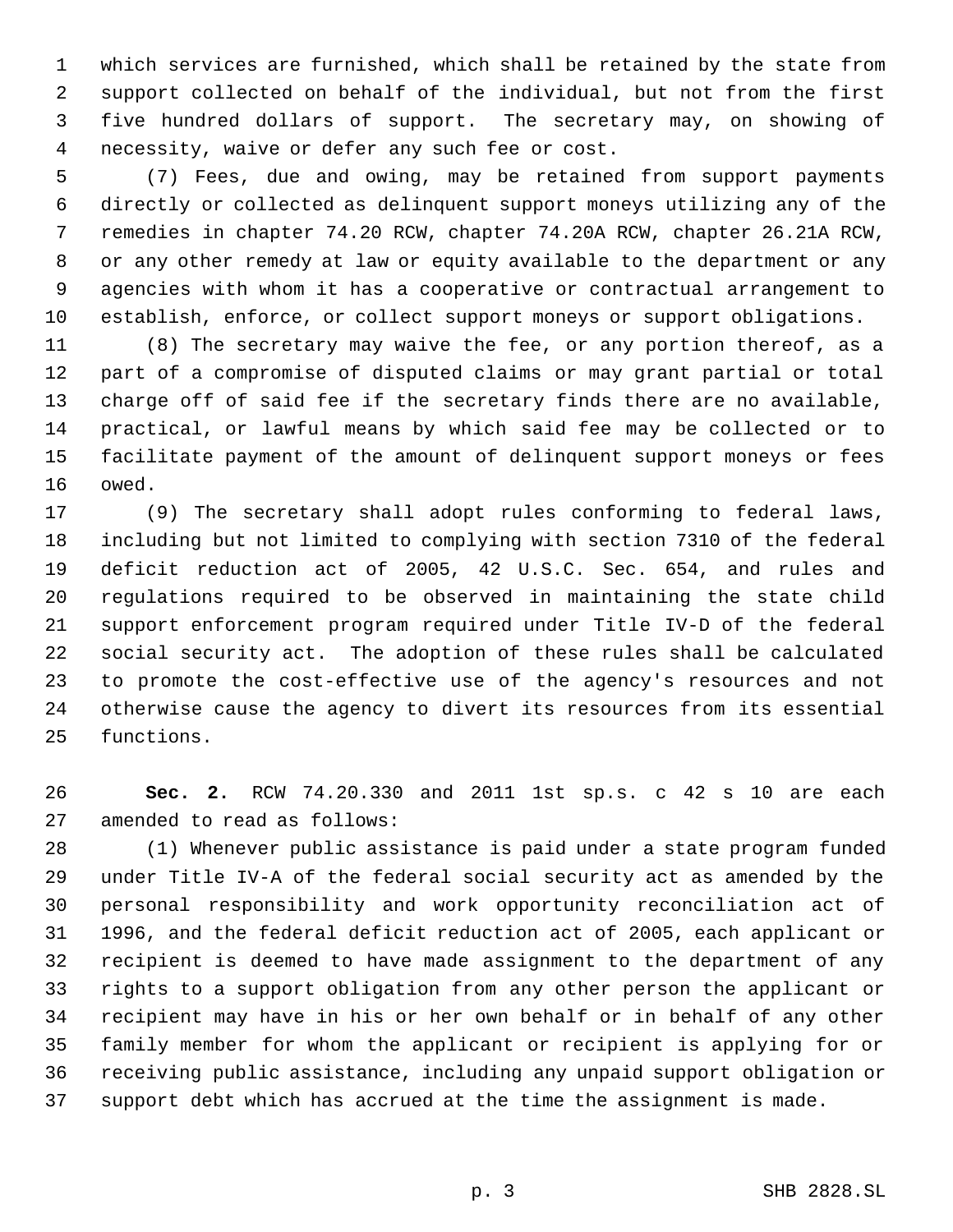which services are furnished, which shall be retained by the state from support collected on behalf of the individual, but not from the first five hundred dollars of support. The secretary may, on showing of necessity, waive or defer any such fee or cost.

(7) Fees, due and owing, may be retained from support payments directly or collected as delinquent support moneys utilizing any of the remedies in chapter 74.20 RCW, chapter 74.20A RCW, chapter 26.21A RCW, or any other remedy at law or equity available to the department or any agencies with whom it has a cooperative or contractual arrangement to establish, enforce, or collect support moneys or support obligations.

(8) The secretary may waive the fee, or any portion thereof, as a part of a compromise of disputed claims or may grant partial or total charge off of said fee if the secretary finds there are no available, practical, or lawful means by which said fee may be collected or to facilitate payment of the amount of delinquent support moneys or fees owed.

(9) The secretary shall adopt rules conforming to federal laws, including but not limited to complying with section 7310 of the federal deficit reduction act of 2005, 42 U.S.C. Sec. 654, and rules and regulations required to be observed in maintaining the state child support enforcement program required under Title IV-D of the federal social security act. The adoption of these rules shall be calculated to promote the cost-effective use of the agency's resources and not otherwise cause the agency to divert its resources from its essential functions.

**Sec. 2.** RCW 74.20.330 and 2011 1st sp.s. c 42 s 10 are each amended to read as follows:

(1) Whenever public assistance is paid under a state program funded under Title IV-A of the federal social security act as amended by the personal responsibility and work opportunity reconciliation act of 1996, and the federal deficit reduction act of 2005, each applicant or recipient is deemed to have made assignment to the department of any rights to a support obligation from any other person the applicant or recipient may have in his or her own behalf or in behalf of any other family member for whom the applicant or recipient is applying for or receiving public assistance, including any unpaid support obligation or support debt which has accrued at the time the assignment is made.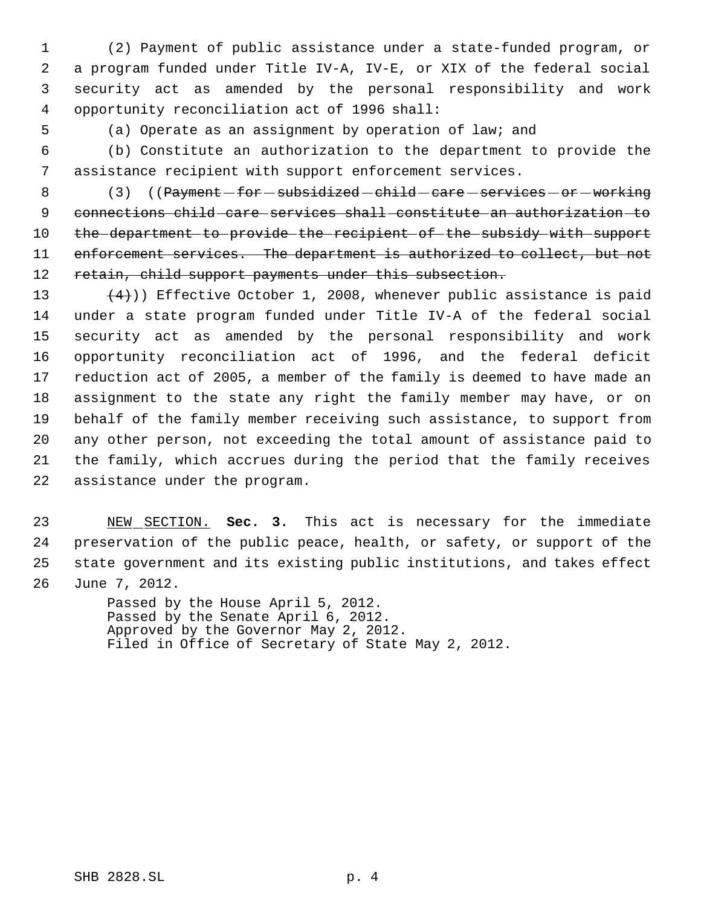(2) Payment of public assistance under a state-funded program, or a program funded under Title IV-A, IV-E, or XIX of the federal social security act as amended by the personal responsibility and work opportunity reconciliation act of 1996 shall:

(a) Operate as an assignment by operation of law; and

(b) Constitute an authorization to the department to provide the assistance recipient with support enforcement services.

(3) ((~~Payment for subsidized child care services or working connections child care services shall constitute an authorization to the department to provide the recipient of the subsidy with support enforcement services. The department is authorized to collect, but not retain, child support payments under this subsection.~~

~~(4)~~)) Effective October 1, 2008, whenever public assistance is paid under a state program funded under Title IV-A of the federal social security act as amended by the personal responsibility and work opportunity reconciliation act of 1996, and the federal deficit reduction act of 2005, a member of the family is deemed to have made an assignment to the state any right the family member may have, or on behalf of the family member receiving such assistance, to support from any other person, not exceeding the total amount of assistance paid to the family, which accrues during the period that the family receives assistance under the program.

NEW SECTION. **Sec. 3.** This act is necessary for the immediate preservation of the public peace, health, or safety, or support of the state government and its existing public institutions, and takes effect June 7, 2012.

Passed by the House April 5, 2012.
Passed by the Senate April 6, 2012.
Approved by the Governor May 2, 2012.
Filed in Office of Secretary of State May 2, 2012.